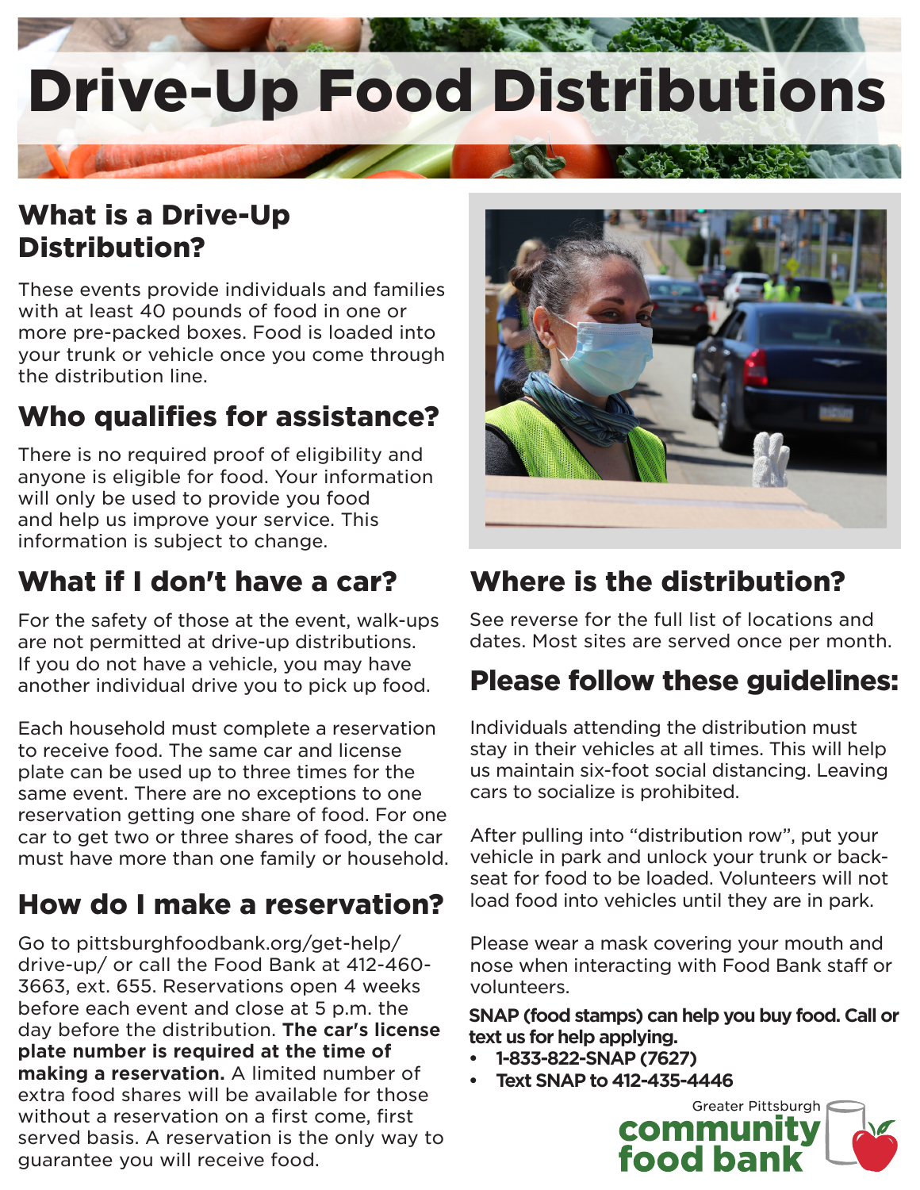# Drive-Up Food Distributions

## What is a Drive-Up Distribution?

These events provide individuals and families with at least 40 pounds of food in one or more pre-packed boxes. Food is loaded into your trunk or vehicle once you come through the distribution line.

## Who qualifies for assistance?

There is no required proof of eligibility and anyone is eligible for food. Your information will only be used to provide you food and help us improve your service. This information is subject to change.

## What if I don't have a car?

For the safety of those at the event, walk-ups are not permitted at drive-up distributions. If you do not have a vehicle, you may have another individual drive you to pick up food.

Each household must complete a reservation to receive food. The same car and license plate can be used up to three times for the same event. There are no exceptions to one reservation getting one share of food. For one car to get two or three shares of food, the car must have more than one family or household.

## How do I make a reservation?

Go to pittsburghfoodbank.org/get-help/drive-up/ or call the Food Bank at 412-460-3663, ext. 655. Reservations open 4 weeks before each event and close at 5 p.m. the day before the distribution. **The car's license plate number is required at the time of making a reservation.** A limited number of extra food shares will be available for those without a reservation on a first come, first served basis. A reservation is the only way to guarantee you will receive food.

## Where is the distribution?

See reverse for the full list of locations and dates. Most sites are served once per month.

## Please follow these guidelines:

Individuals attending the distribution must stay in their vehicles at all times. This will help us maintain six-foot social distancing. Leaving cars to socialize is prohibited.

After pulling into "distribution row", put your vehicle in park and unlock your trunk or back-seat for food to be loaded. Volunteers will not load food into vehicles until they are in park.

Please wear a mask covering your mouth and nose when interacting with Food Bank staff or volunteers.

**SNAP (food stamps) can help you buy food. Call or text us for help applying.**

- **1-833-822-SNAP (7627)**
- **Text SNAP to 412-435-4446**

Greater Pittsburgh community food bank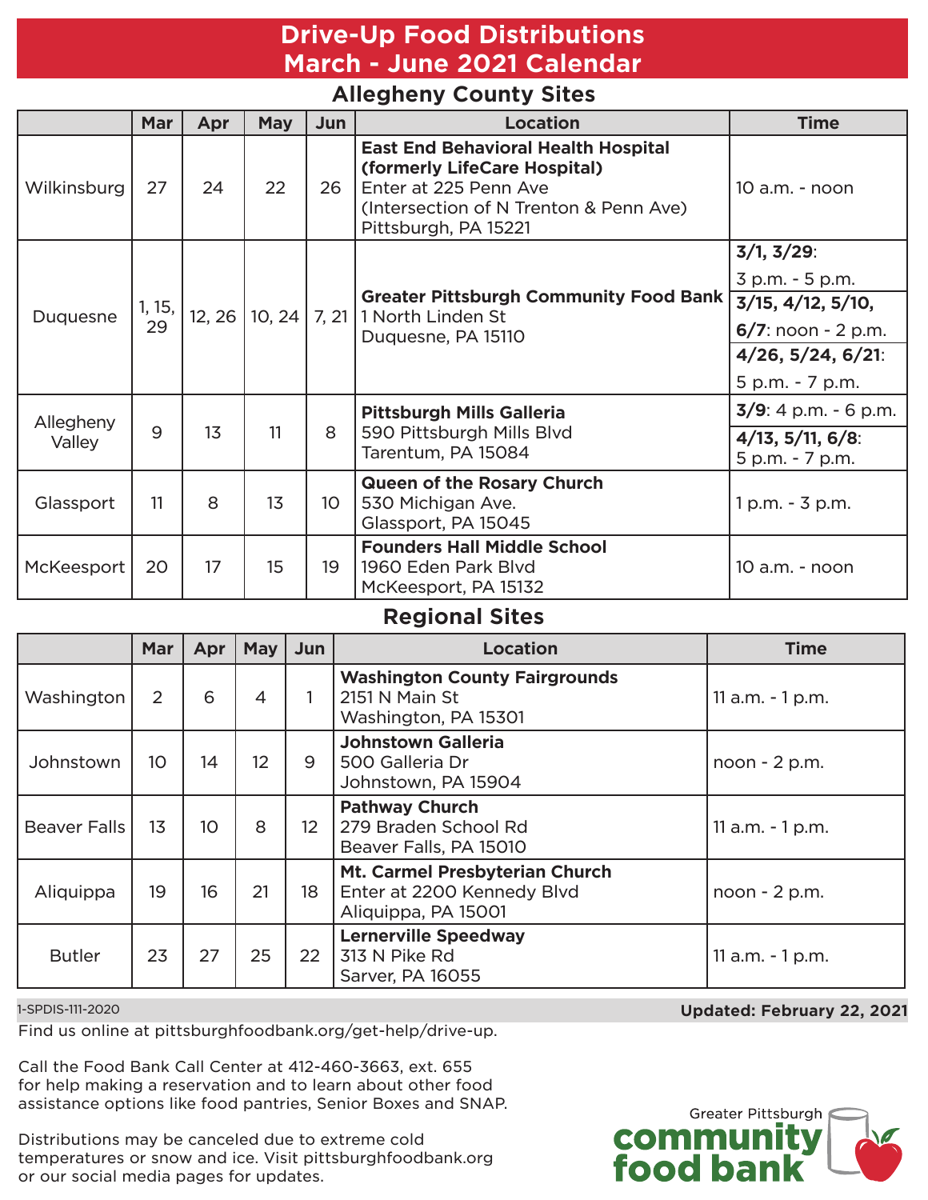# Drive-Up Food Distributions
# March - June 2021 Calendar

## Allegheny County Sites

| | Mar | Apr | May | Jun | Location | Time |
|---|---|---|---|---|---|---|
| Wilkinsburg | 27 | 24 | 22 | 26 | **East End Behavioral Health Hospital (formerly LifeCare Hospital)** Enter at 225 Penn Ave (Intersection of N Trenton & Penn Ave) Pittsburgh, PA 15221 | 10 a.m. - noon |
| Duquesne | 1, 15, 29 | 12, 26 | 10, 24 | 7, 21 | **Greater Pittsburgh Community Food Bank** 1 North Linden St Duquesne, PA 15110 | **3/1, 3/29**: 3 p.m. - 5 p.m. **3/15, 4/12, 5/10, 6/7**: noon - 2 p.m. **4/26, 5/24, 6/21**: 5 p.m. - 7 p.m. |
| Allegheny Valley | 9 | 13 | 11 | 8 | **Pittsburgh Mills Galleria** 590 Pittsburgh Mills Blvd Tarentum, PA 15084 | **3/9**: 4 p.m. - 6 p.m. **4/13, 5/11, 6/8**: 5 p.m. - 7 p.m. |
| Glassport | 11 | 8 | 13 | 10 | **Queen of the Rosary Church** 530 Michigan Ave. Glassport, PA 15045 | 1 p.m. - 3 p.m. |
| McKeesport | 20 | 17 | 15 | 19 | **Founders Hall Middle School** 1960 Eden Park Blvd McKeesport, PA 15132 | 10 a.m. - noon |

## Regional Sites

| | Mar | Apr | May | Jun | Location | Time |
|---|---|---|---|---|---|---|
| Washington | 2 | 6 | 4 | 1 | **Washington County Fairgrounds** 2151 N Main St Washington, PA 15301 | 11 a.m. - 1 p.m. |
| Johnstown | 10 | 14 | 12 | 9 | **Johnstown Galleria** 500 Galleria Dr Johnstown, PA 15904 | noon - 2 p.m. |
| Beaver Falls | 13 | 10 | 8 | 12 | **Pathway Church** 279 Braden School Rd Beaver Falls, PA 15010 | 11 a.m. - 1 p.m. |
| Aliquippa | 19 | 16 | 21 | 18 | **Mt. Carmel Presbyterian Church** Enter at 2200 Kennedy Blvd Aliquippa, PA 15001 | noon - 2 p.m. |
| Butler | 23 | 27 | 25 | 22 | **Lernerville Speedway** 313 N Pike Rd Sarver, PA 16055 | 11 a.m. - 1 p.m. |

1-SPDIS-111-2020

**Updated: February 22, 2021**

Find us online at pittsburghfoodbank.org/get-help/drive-up.

Call the Food Bank Call Center at 412-460-3663, ext. 655 for help making a reservation and to learn about other food assistance options like food pantries, Senior Boxes and SNAP.

Distributions may be canceled due to extreme cold temperatures or snow and ice. Visit pittsburghfoodbank.org or our social media pages for updates.

Greater Pittsburgh community food bank